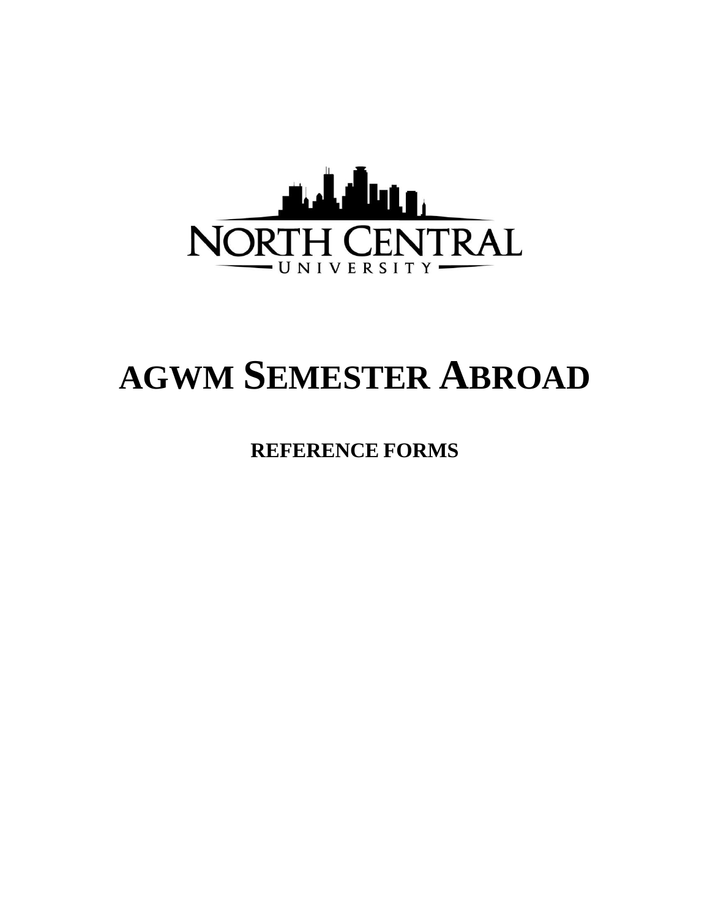NORTH CENTRAL

UNIVERSITY

# AGWM SEMESTER ABROAD

## REFERENCE FORMS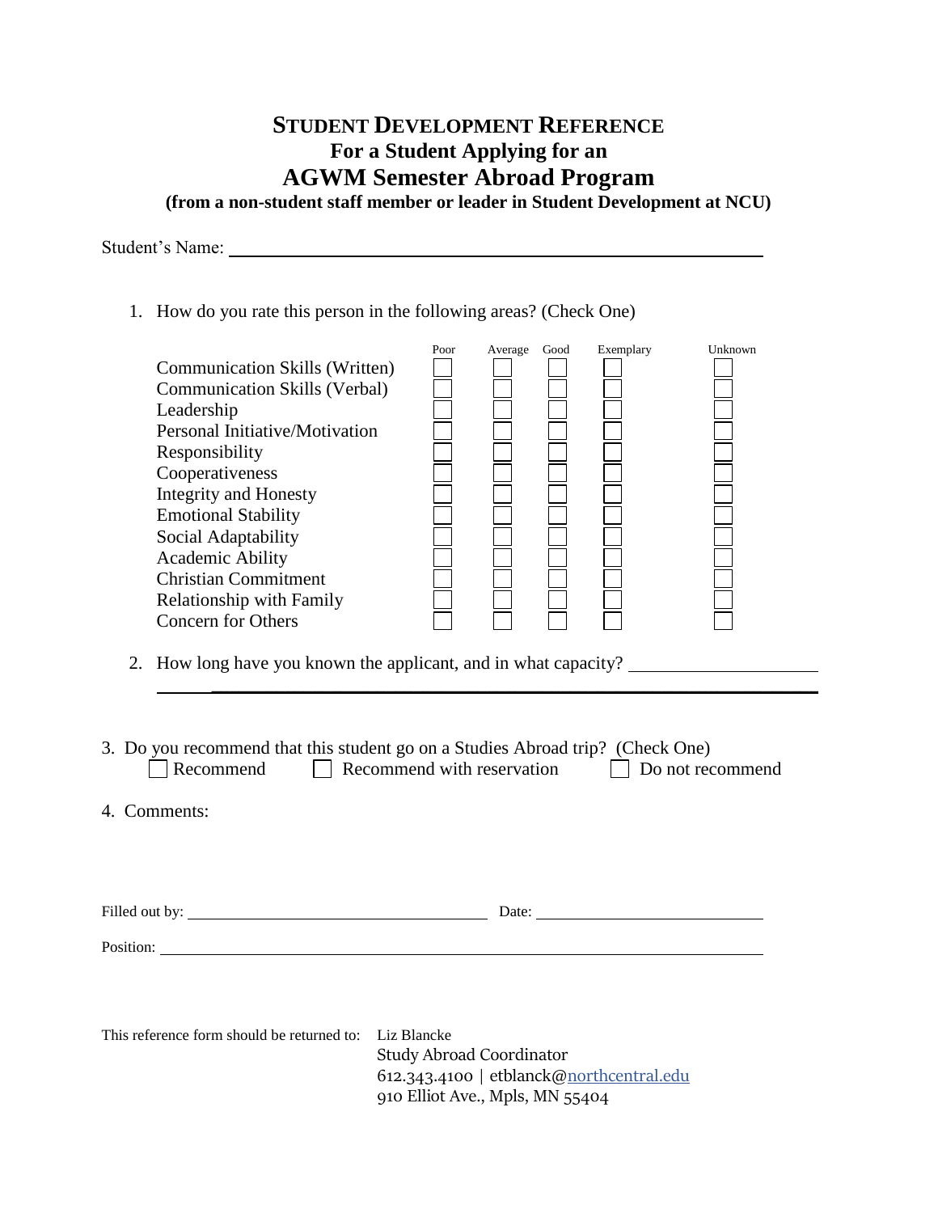# STUDENT DEVELOPMENT REFERENCE

## For a Student Applying for an

## AGWM Semester Abroad Program

**(from a non-student staff member or leader in Student Development at NCU)**

Student's Name: ____________________________________________

1. How do you rate this person in the following areas? (Check One)

| | Poor | Average | Good | Exemplary | Unknown |
|---|---|---|---|---|---|
| Communication Skills (Written) | ☐ | ☐ | ☐ | ☐ | ☐ |
| Communication Skills (Verbal) | ☐ | ☐ | ☐ | ☐ | ☐ |
| Leadership | ☐ | ☐ | ☐ | ☐ | ☐ |
| Personal Initiative/Motivation | ☐ | ☐ | ☐ | ☐ | ☐ |
| Responsibility | ☐ | ☐ | ☐ | ☐ | ☐ |
| Cooperativeness | ☐ | ☐ | ☐ | ☐ | ☐ |
| Integrity and Honesty | ☐ | ☐ | ☐ | ☐ | ☐ |
| Emotional Stability | ☐ | ☐ | ☐ | ☐ | ☐ |
| Social Adaptability | ☐ | ☐ | ☐ | ☐ | ☐ |
| Academic Ability | ☐ | ☐ | ☐ | ☐ | ☐ |
| Christian Commitment | ☐ | ☐ | ☐ | ☐ | ☐ |
| Relationship with Family | ☐ | ☐ | ☐ | ☐ | ☐ |
| Concern for Others | ☐ | ☐ | ☐ | ☐ | ☐ |

2. How long have you known the applicant, and in what capacity? ____________________

____________________________________________________________

3. Do you recommend that this student go on a Studies Abroad trip? (Check One)

☐ Recommend ☐ Recommend with reservation ☐ Do not recommend

4. Comments:

Filled out by: ______________________________ Date: ______________________

Position: ____________________________________________________________

This reference form should be returned to: Liz Blancke
Study Abroad Coordinator
612.343.4100 | etblanck@northcentral.edu
910 Elliot Ave., Mpls, MN 55404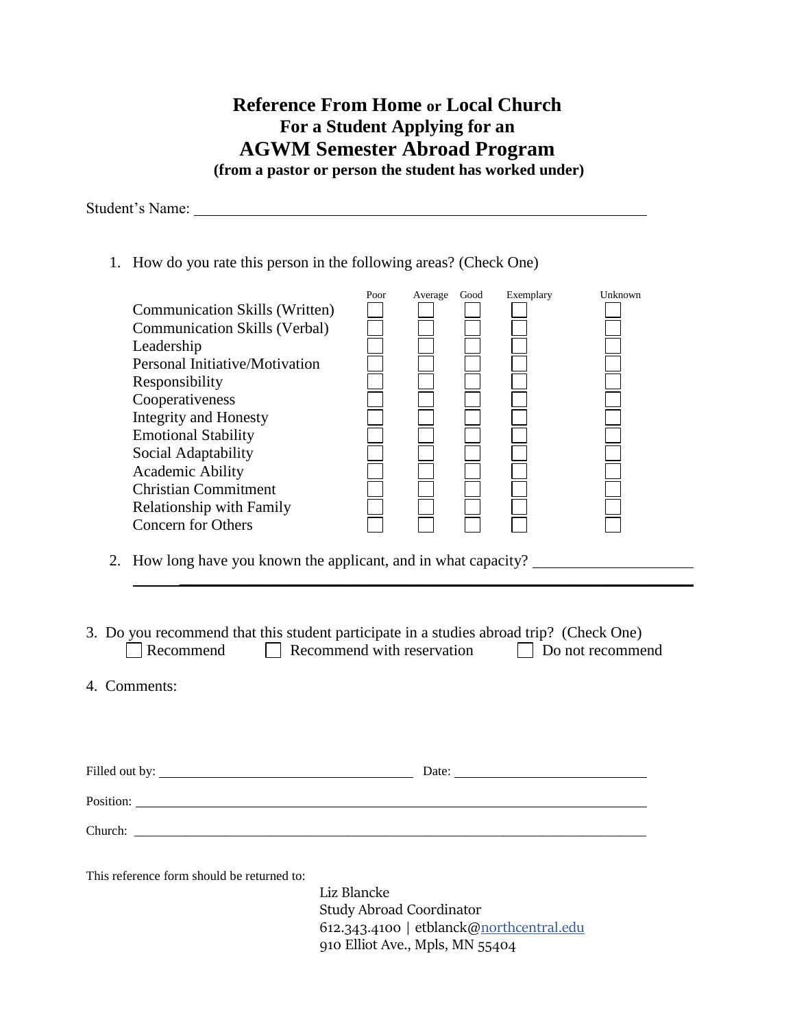# Reference From Home or Local Church
## For a Student Applying for an
# AGWM Semester Abroad Program
**(from a pastor or person the student has worked under)**

Student's Name: ______________________________________________________________

1. How do you rate this person in the following areas? (Check One)

| | Poor | Average | Good | Exemplary | Unknown |
|---|---|---|---|---|---|
| Communication Skills (Written) | ☐ | ☐ | ☐ | ☐ | ☐ |
| Communication Skills (Verbal) | ☐ | ☐ | ☐ | ☐ | ☐ |
| Leadership | ☐ | ☐ | ☐ | ☐ | ☐ |
| Personal Initiative/Motivation | ☐ | ☐ | ☐ | ☐ | ☐ |
| Responsibility | ☐ | ☐ | ☐ | ☐ | ☐ |
| Cooperativeness | ☐ | ☐ | ☐ | ☐ | ☐ |
| Integrity and Honesty | ☐ | ☐ | ☐ | ☐ | ☐ |
| Emotional Stability | ☐ | ☐ | ☐ | ☐ | ☐ |
| Social Adaptability | ☐ | ☐ | ☐ | ☐ | ☐ |
| Academic Ability | ☐ | ☐ | ☐ | ☐ | ☐ |
| Christian Commitment | ☐ | ☐ | ☐ | ☐ | ☐ |
| Relationship with Family | ☐ | ☐ | ☐ | ☐ | ☐ |
| Concern for Others | ☐ | ☐ | ☐ | ☐ | ☐ |

2. How long have you known the applicant, and in what capacity? ____________________

______________________________________________________________

3. Do you recommend that this student participate in a studies abroad trip? (Check One)
   ☐ Recommend ☐ Recommend with reservation ☐ Do not recommend

4. Comments:

Filled out by: ______________________________ Date: ______________________

Position: ______________________________________________________________

Church: ______________________________________________________________

This reference form should be returned to:

Liz Blancke
Study Abroad Coordinator
612.343.4100 | etblanck@northcentral.edu
910 Elliot Ave., Mpls, MN 55404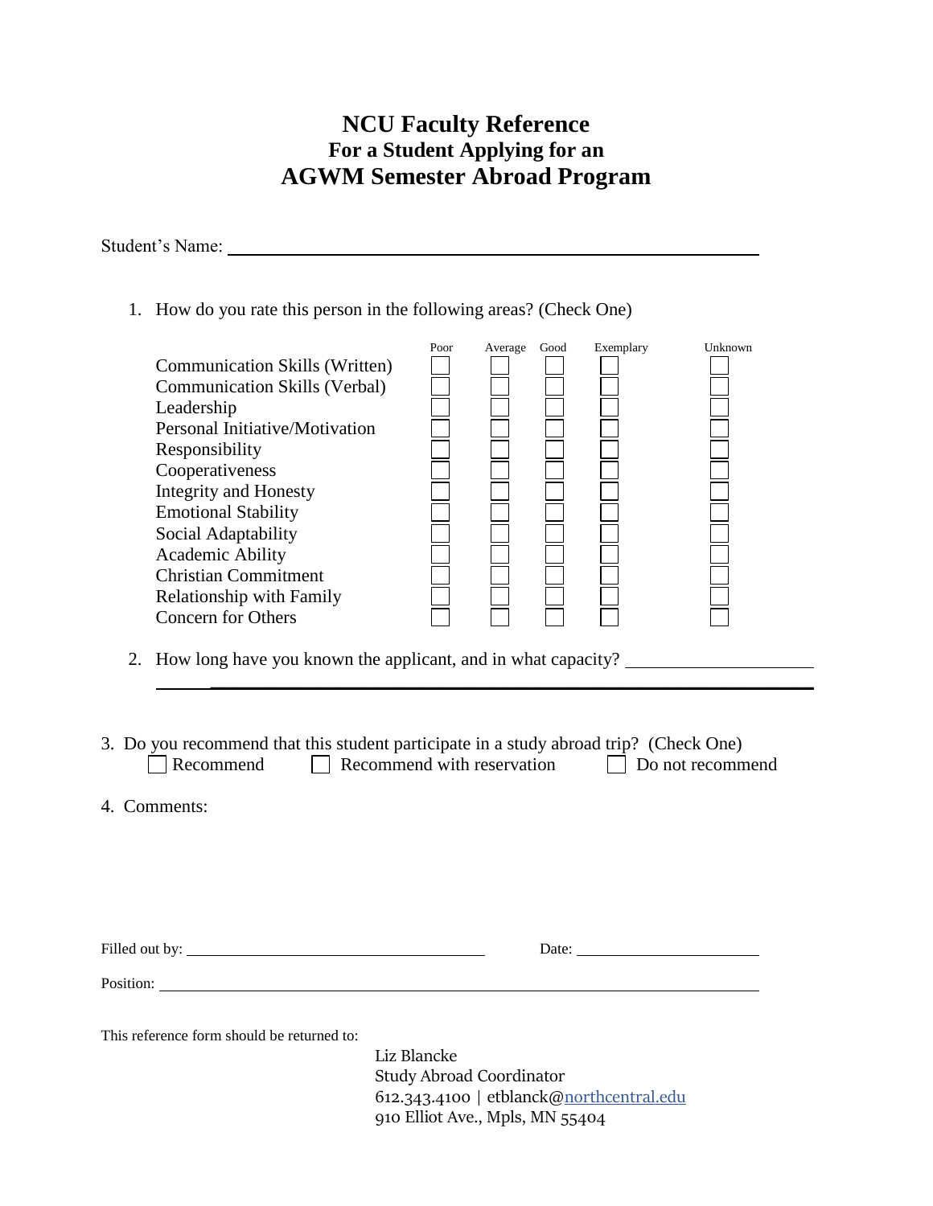# NCU Faculty Reference

## For a Student Applying for an

## AGWM Semester Abroad Program

Student's Name: ______________________________

1. How do you rate this person in the following areas? (Check One)

| | Poor | Average | Good | Exemplary | Unknown |
|---|---|---|---|---|---|
| Communication Skills (Written) | ☐ | ☐ | ☐ | ☐ | ☐ |
| Communication Skills (Verbal) | ☐ | ☐ | ☐ | ☐ | ☐ |
| Leadership | ☐ | ☐ | ☐ | ☐ | ☐ |
| Personal Initiative/Motivation | ☐ | ☐ | ☐ | ☐ | ☐ |
| Responsibility | ☐ | ☐ | ☐ | ☐ | ☐ |
| Cooperativeness | ☐ | ☐ | ☐ | ☐ | ☐ |
| Integrity and Honesty | ☐ | ☐ | ☐ | ☐ | ☐ |
| Emotional Stability | ☐ | ☐ | ☐ | ☐ | ☐ |
| Social Adaptability | ☐ | ☐ | ☐ | ☐ | ☐ |
| Academic Ability | ☐ | ☐ | ☐ | ☐ | ☐ |
| Christian Commitment | ☐ | ☐ | ☐ | ☐ | ☐ |
| Relationship with Family | ☐ | ☐ | ☐ | ☐ | ☐ |
| Concern for Others | ☐ | ☐ | ☐ | ☐ | ☐ |

2. How long have you known the applicant, and in what capacity? ______________________________

______________________________

3. Do you recommend that this student participate in a study abroad trip? (Check One)
   ☐ Recommend ☐ Recommend with reservation ☐ Do not recommend

4. Comments:

Filled out by: ______________________________ Date: ______________________________

Position: ______________________________

This reference form should be returned to:

Liz Blancke
Study Abroad Coordinator
612.343.4100 | etblanck@northcentral.edu
910 Elliot Ave., Mpls, MN 55404